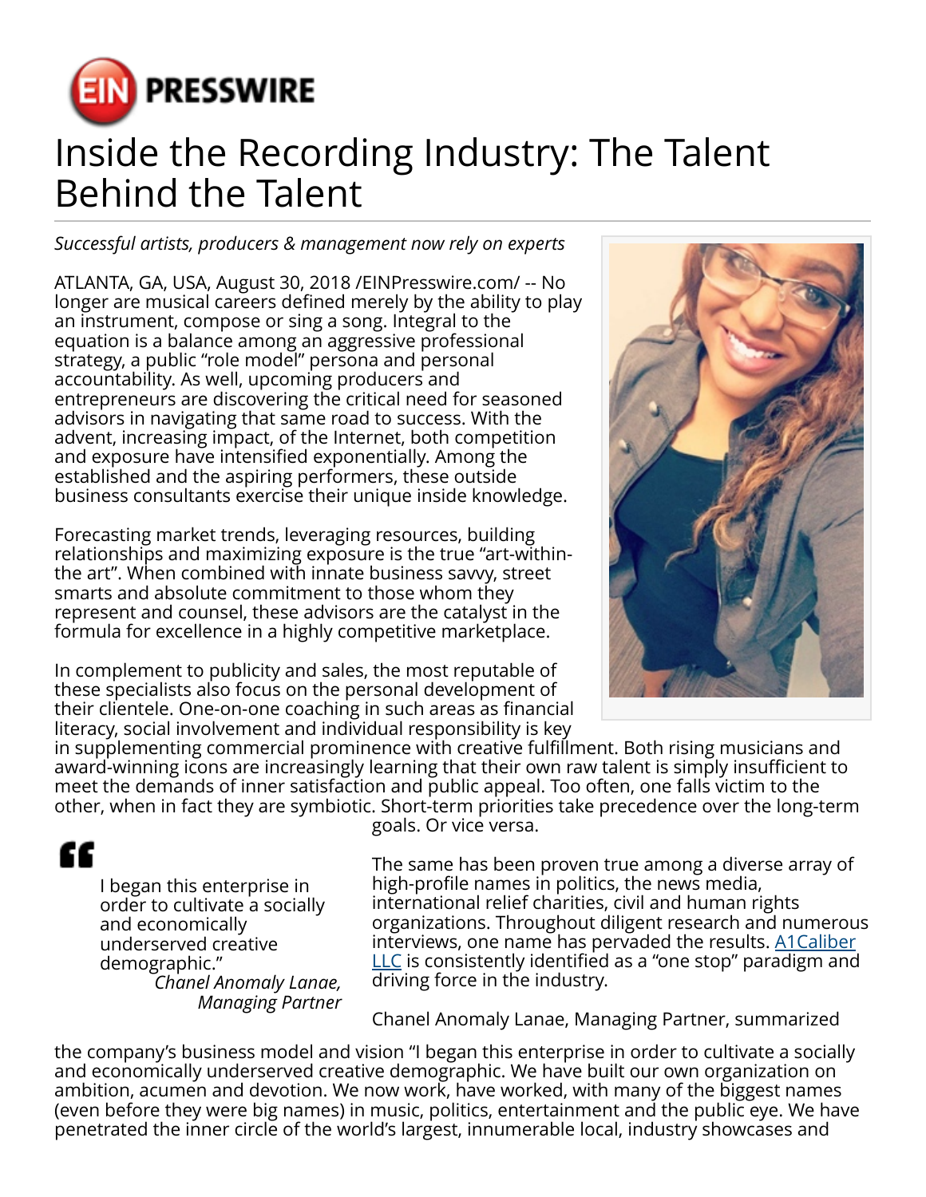# Inside the Recording Industry: The Talent Behind the Talent

*Successful artists, producers & management now rely on experts*

ATLANTA, GA, USA, August 30, 2018 /EINPresswire.com/ -- No longer are musical careers defined merely by the ability to play an instrument, compose or sing a song. Integral to the equation is a balance among an aggressive professional strategy, a public "role model" persona and personal accountability. As well, upcoming producers and entrepreneurs are discovering the critical need for seasoned advisors in navigating that same road to success. With the advent, increasing impact, of the Internet, both competition and exposure have intensified exponentially. Among the established and the aspiring performers, these outside business consultants exercise their unique inside knowledge.

Forecasting market trends, leveraging resources, building relationships and maximizing exposure is the true "art-within-the art". When combined with innate business savvy, street smarts and absolute commitment to those whom they represent and counsel, these advisors are the catalyst in the formula for excellence in a highly competitive marketplace.

In complement to publicity and sales, the most reputable of these specialists also focus on the personal development of their clientele. One-on-one coaching in such areas as financial literacy, social involvement and individual responsibility is key in supplementing commercial prominence with creative fulfillment. Both rising musicians and award-winning icons are increasingly learning that their own raw talent is simply insufficient to meet the demands of inner satisfaction and public appeal. Too often, one falls victim to the other, when in fact they are symbiotic. Short-term priorities take precedence over the long-term goals. Or vice versa.

> I began this enterprise in order to cultivate a socially and economically underserved creative demographic."
>
> *Chanel Anomaly Lanae, Managing Partner*

The same has been proven true among a diverse array of high-profile names in politics, the news media, international relief charities, civil and human rights organizations. Throughout diligent research and numerous interviews, one name has pervaded the results. [A1Caliber LLC] is consistently identified as a "one stop" paradigm and driving force in the industry.

Chanel Anomaly Lanae, Managing Partner, summarized the company's business model and vision "I began this enterprise in order to cultivate a socially and economically underserved creative demographic. We have built our own organization on ambition, acumen and devotion. We now work, have worked, with many of the biggest names (even before they were big names) in music, politics, entertainment and the public eye. We have penetrated the inner circle of the world's largest, innumerable local, industry showcases and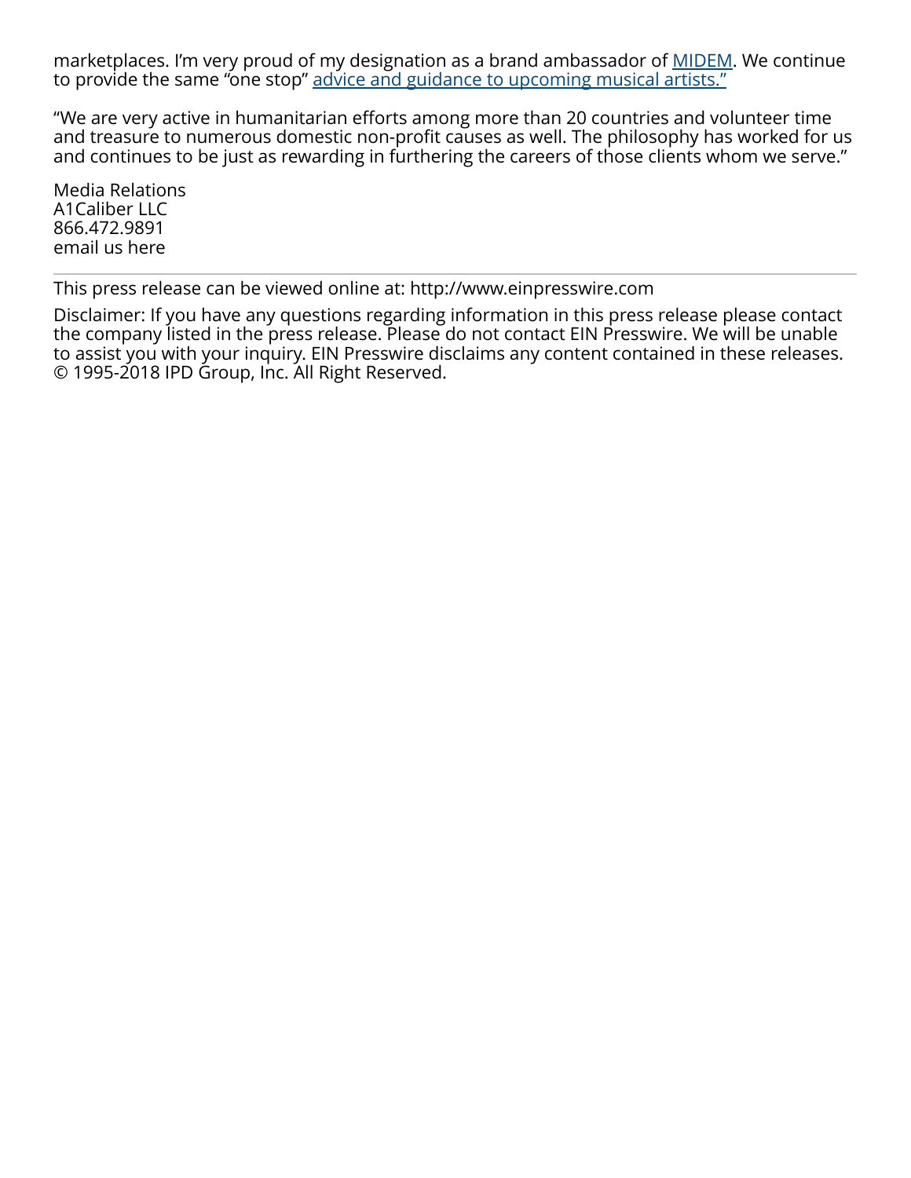marketplaces. I'm very proud of my designation as a brand ambassador of MIDEM. We continue to provide the same "one stop" advice and guidance to upcoming musical artists."

"We are very active in humanitarian efforts among more than 20 countries and volunteer time and treasure to numerous domestic non-profit causes as well. The philosophy has worked for us and continues to be just as rewarding in furthering the careers of those clients whom we serve."

Media Relations
A1Caliber LLC
866.472.9891
email us here

---

This press release can be viewed online at: http://www.einpresswire.com

Disclaimer: If you have any questions regarding information in this press release please contact the company listed in the press release. Please do not contact EIN Presswire. We will be unable to assist you with your inquiry. EIN Presswire disclaims any content contained in these releases. © 1995-2018 IPD Group, Inc. All Right Reserved.